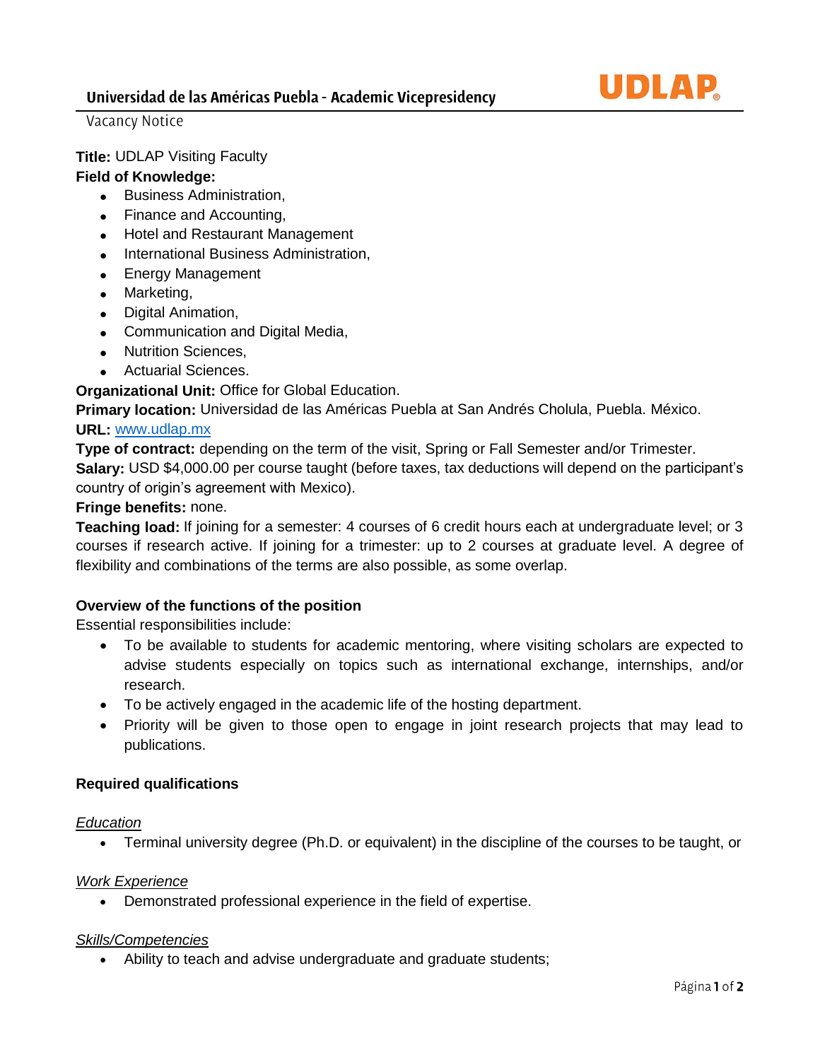# Universidad de las Américas Puebla - Academic Vicepresidency

Vacancy Notice

**Title:** UDLAP Visiting Faculty

**Field of Knowledge:**

- Business Administration,
- Finance and Accounting,
- Hotel and Restaurant Management
- International Business Administration,
- Energy Management
- Marketing,
- Digital Animation,
- Communication and Digital Media,
- Nutrition Sciences,
- Actuarial Sciences.

**Organizational Unit:** Office for Global Education.

**Primary location:** Universidad de las Américas Puebla at San Andrés Cholula, Puebla. México.

**URL:** www.udlap.mx

**Type of contract:** depending on the term of the visit, Spring or Fall Semester and/or Trimester.

**Salary:** USD $4,000.00 per course taught (before taxes, tax deductions will depend on the participant's country of origin's agreement with Mexico).

**Fringe benefits:** none.

**Teaching load:** If joining for a semester: 4 courses of 6 credit hours each at undergraduate level; or 3 courses if research active. If joining for a trimester: up to 2 courses at graduate level. A degree of flexibility and combinations of the terms are also possible, as some overlap.

### Overview of the functions of the position

Essential responsibilities include:

- To be available to students for academic mentoring, where visiting scholars are expected to advise students especially on topics such as international exchange, internships, and/or research.
- To be actively engaged in the academic life of the hosting department.
- Priority will be given to those open to engage in joint research projects that may lead to publications.

### Required qualifications

*Education*

- Terminal university degree (Ph.D. or equivalent) in the discipline of the courses to be taught, or

*Work Experience*

- Demonstrated professional experience in the field of expertise.

*Skills/Competencies*

- Ability to teach and advise undergraduate and graduate students;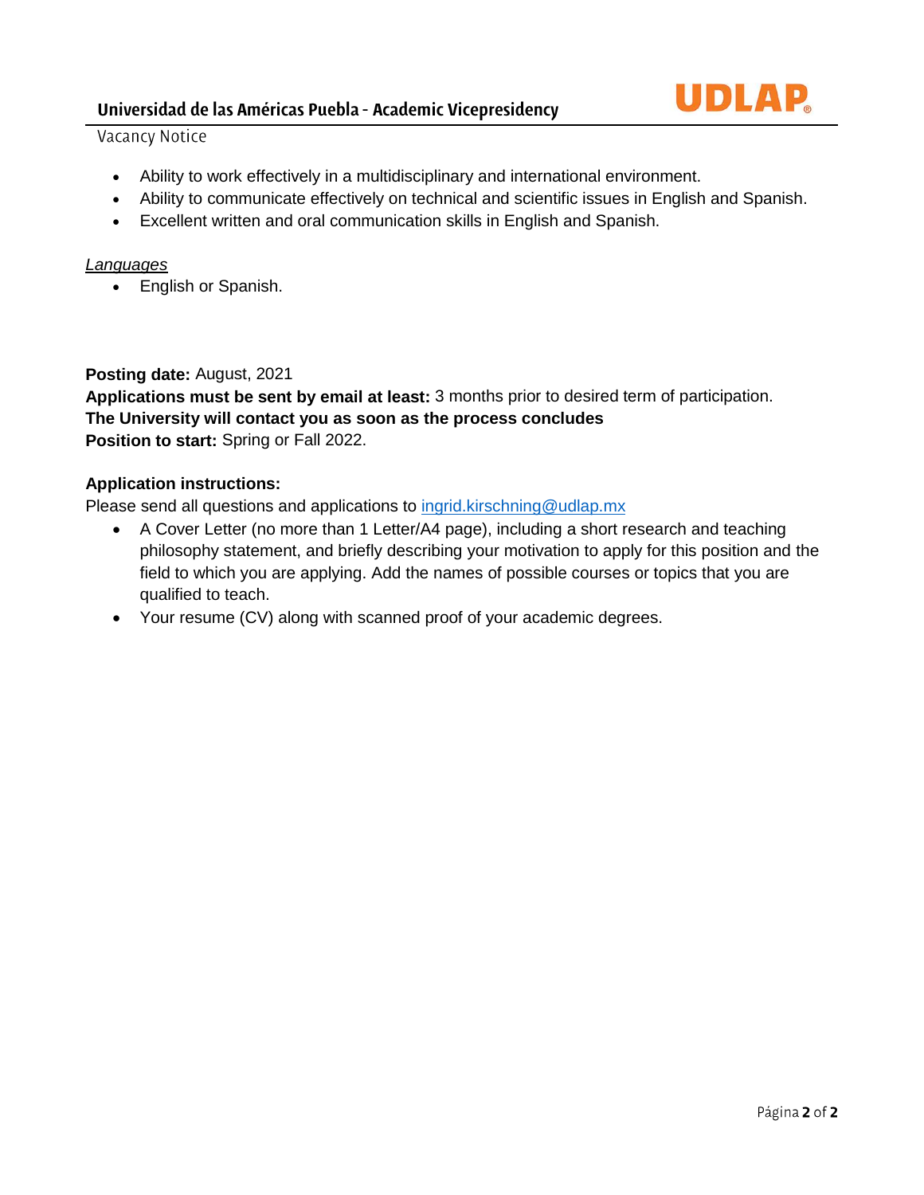- Ability to work effectively in a multidisciplinary and international environment.
- Ability to communicate effectively on technical and scientific issues in English and Spanish.
- Excellent written and oral communication skills in English and Spanish.

*Languages*

- English or Spanish.

**Posting date:** August, 2021
**Applications must be sent by email at least:** 3 months prior to desired term of participation.
**The University will contact you as soon as the process concludes**
**Position to start:** Spring or Fall 2022.

**Application instructions:**
Please send all questions and applications to ingrid.kirschning@udlap.mx

- A Cover Letter (no more than 1 Letter/A4 page), including a short research and teaching philosophy statement, and briefly describing your motivation to apply for this position and the field to which you are applying. Add the names of possible courses or topics that you are qualified to teach.
- Your resume (CV) along with scanned proof of your academic degrees.